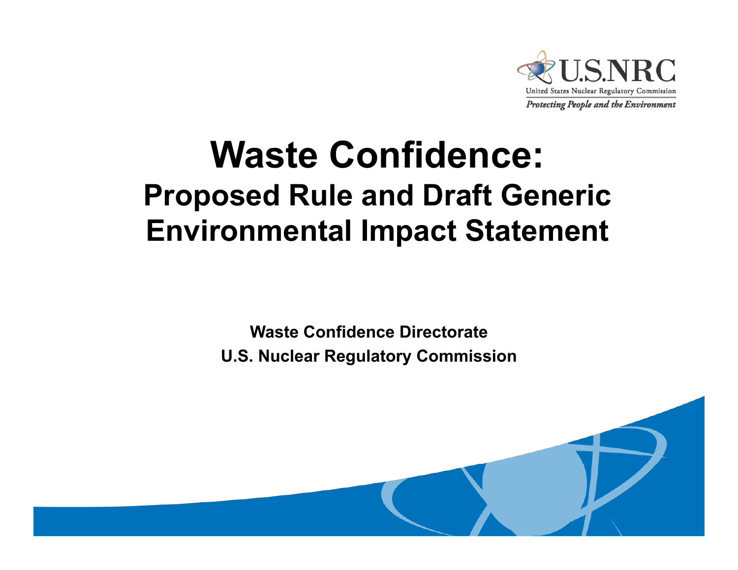U.S.NRC

United States Nuclear Regulatory Commission

*Protecting People and the Environment*

# Waste Confidence:

## Proposed Rule and Draft Generic Environmental Impact Statement

**Waste Confidence Directorate**

**U.S. Nuclear Regulatory Commission**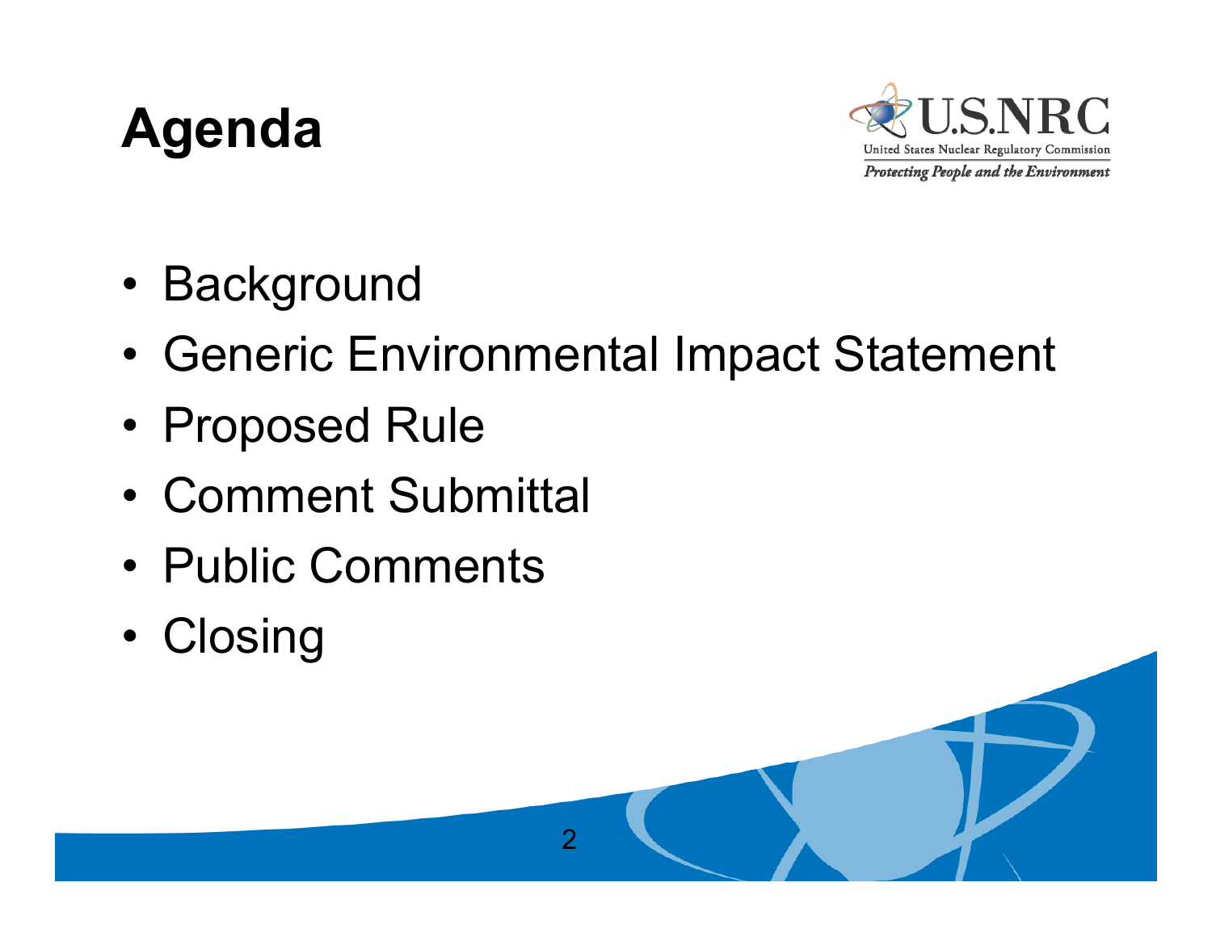# Agenda

- Background
- Generic Environmental Impact Statement
- Proposed Rule
- Comment Submittal
- Public Comments
- Closing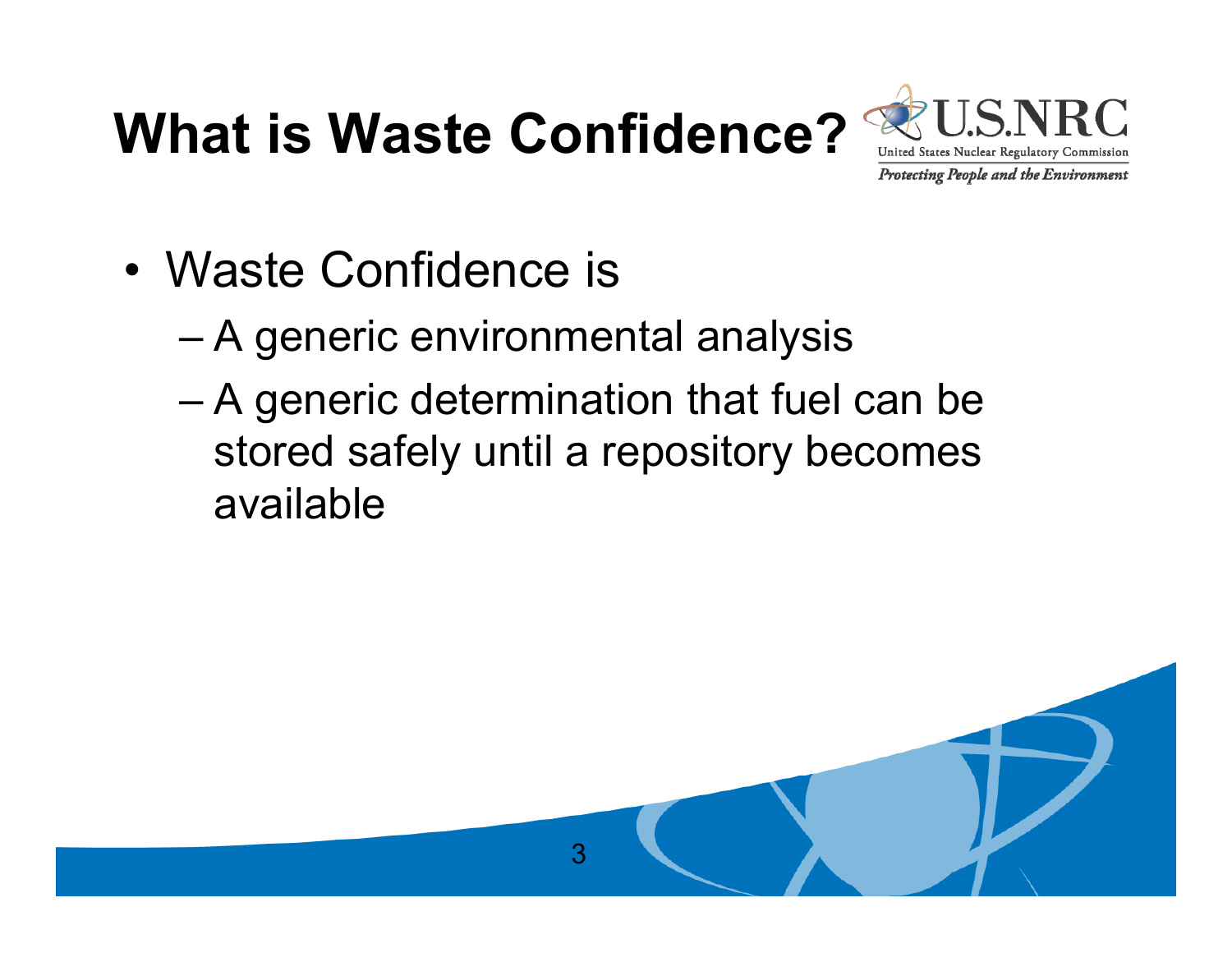# What is Waste Confidence?

- Waste Confidence is
  - A generic environmental analysis
  - A generic determination that fuel can be stored safely until a repository becomes available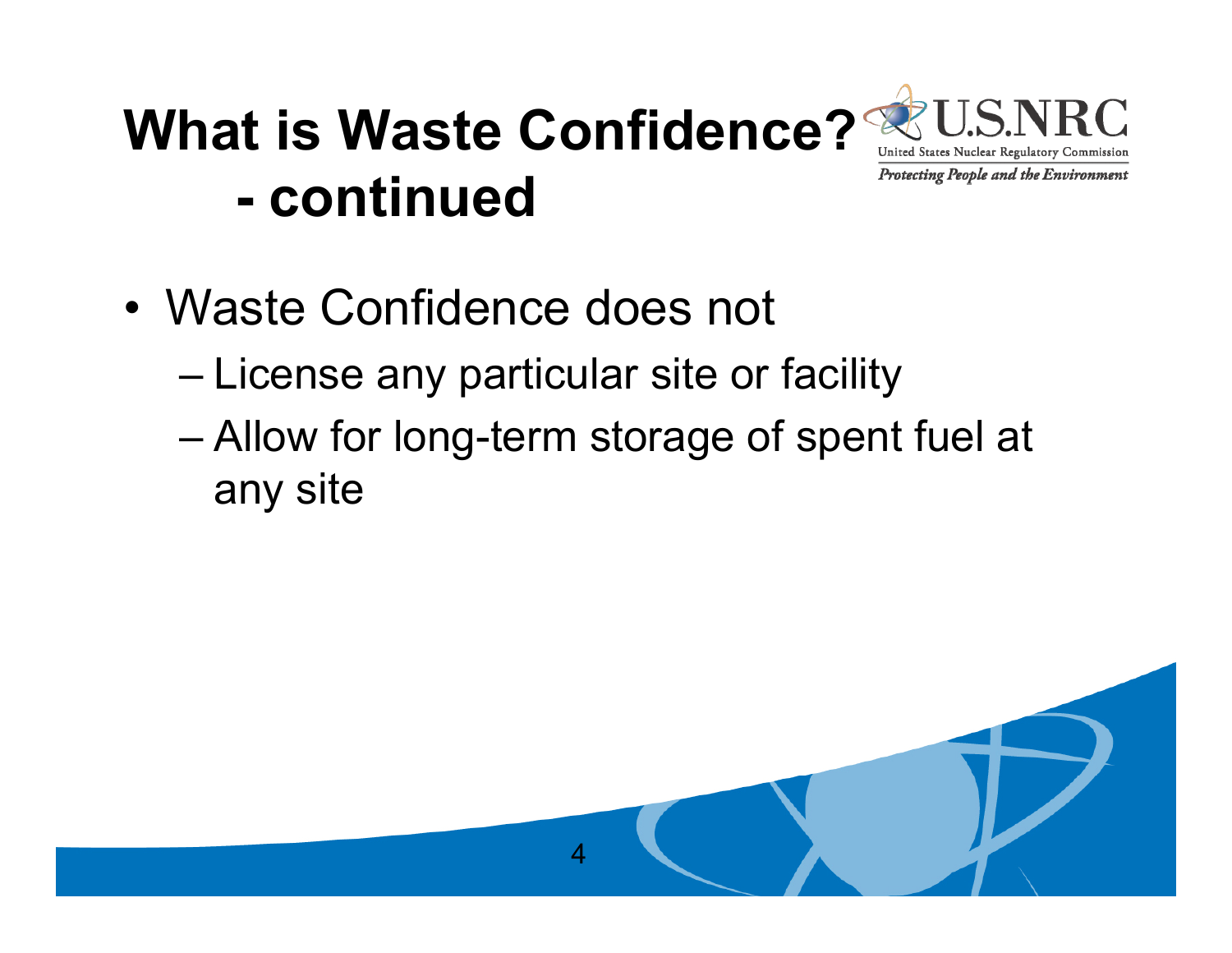# What is Waste Confidence? - continued

- Waste Confidence does not
  - License any particular site or facility
  - Allow for long-term storage of spent fuel at any site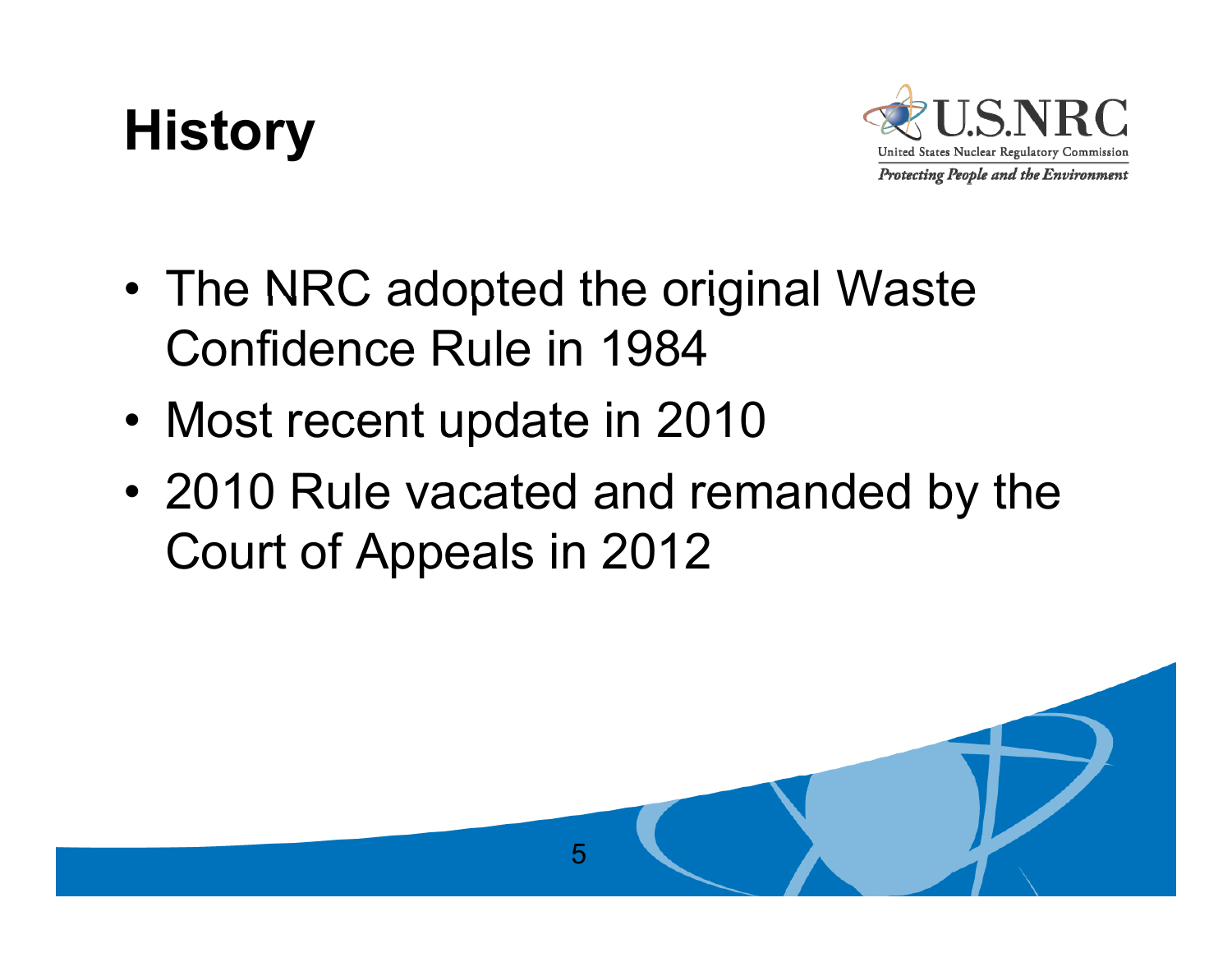# History

- The NRC adopted the original Waste Confidence Rule in 1984
- Most recent update in 2010
- 2010 Rule vacated and remanded by the Court of Appeals in 2012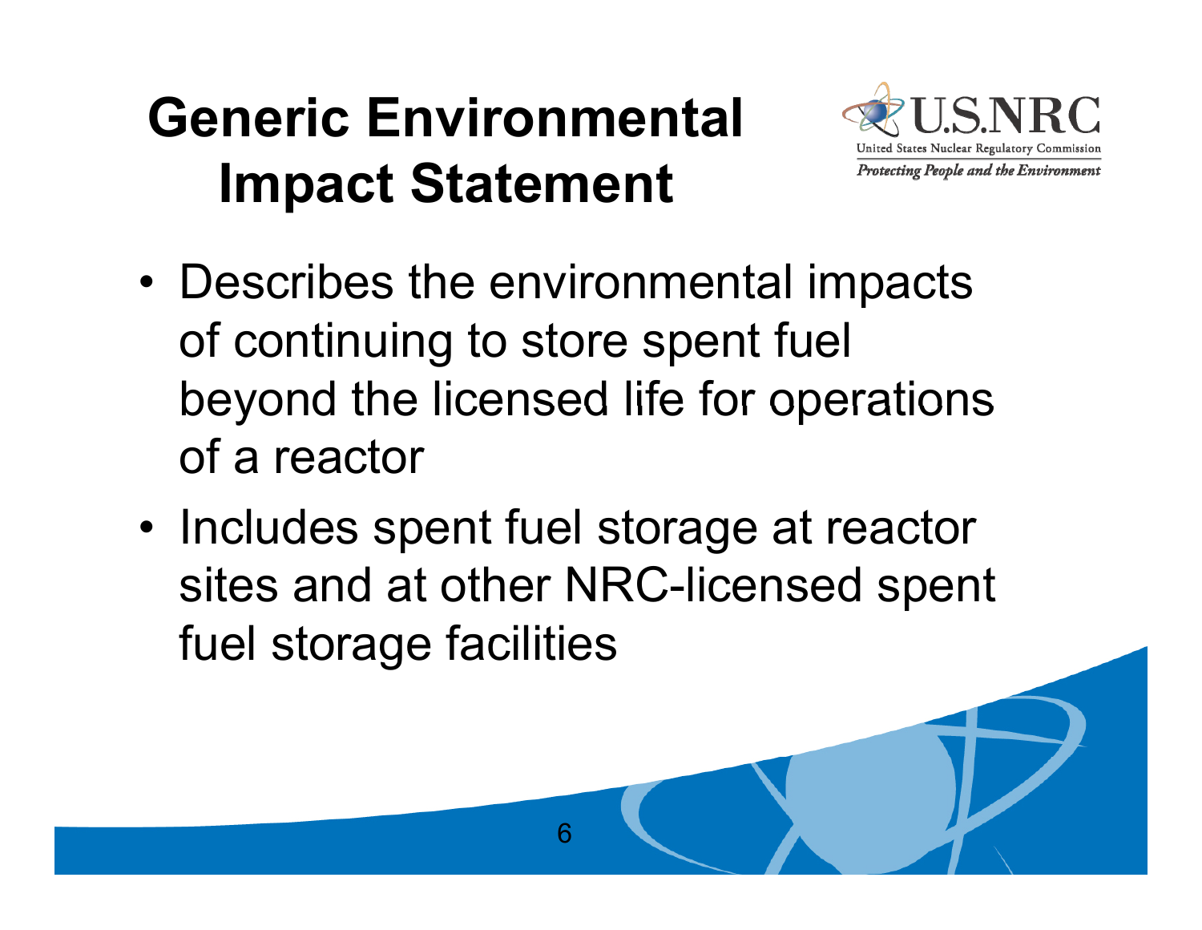# Generic Environmental Impact Statement

- Describes the environmental impacts of continuing to store spent fuel beyond the licensed life for operations of a reactor
- Includes spent fuel storage at reactor sites and at other NRC-licensed spent fuel storage facilities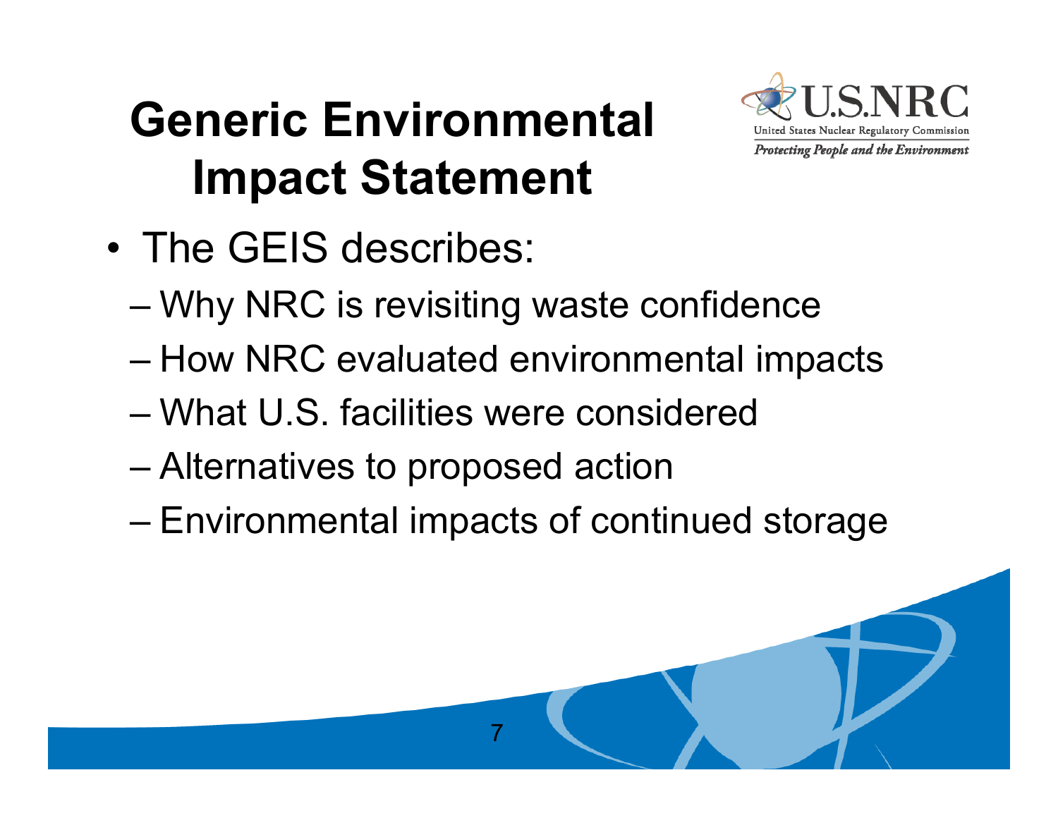# Generic Environmental Impact Statement

- The GEIS describes:
  - Why NRC is revisiting waste confidence
  - How NRC evaluated environmental impacts
  - What U.S. facilities were considered
  - Alternatives to proposed action
  - Environmental impacts of continued storage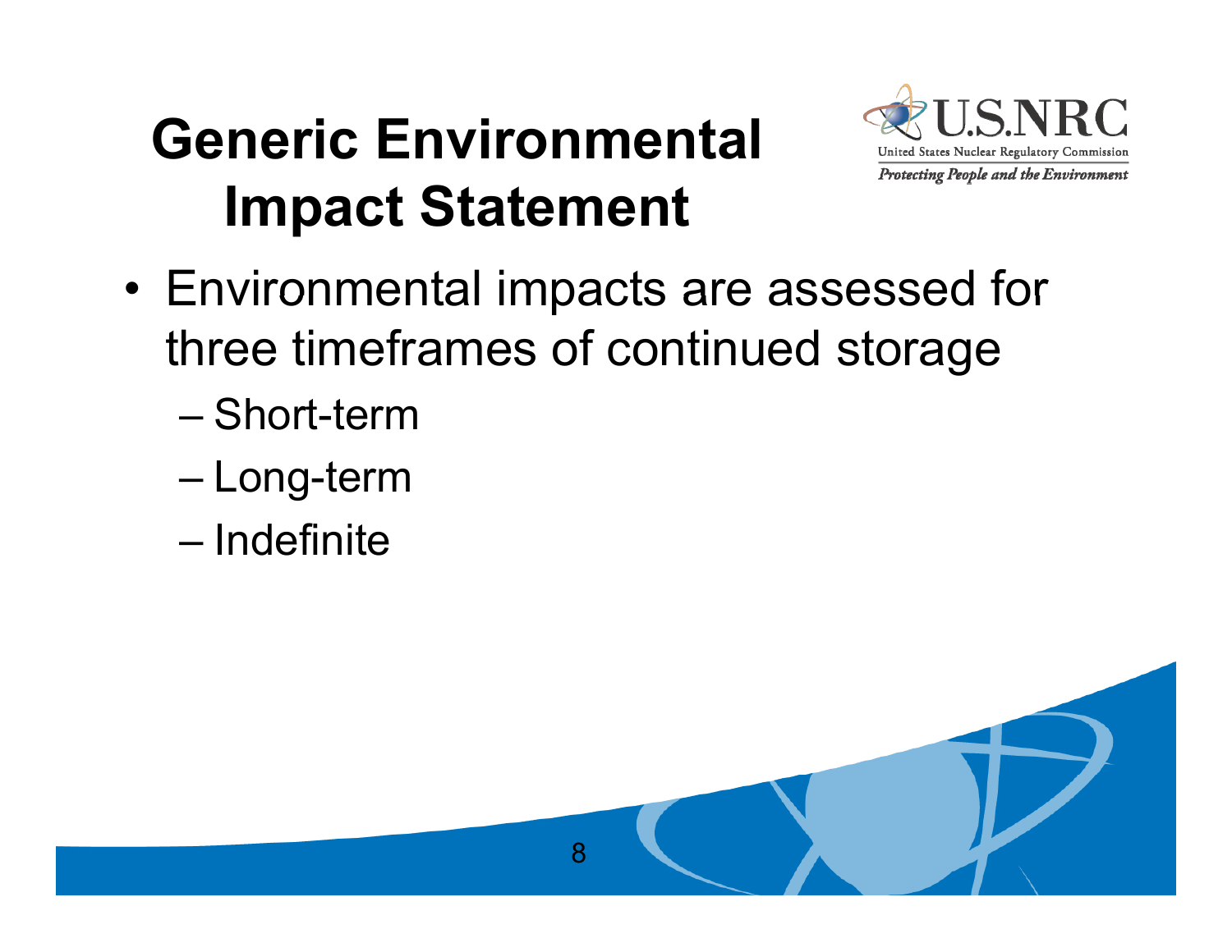# Generic Environmental Impact Statement

- Environmental impacts are assessed for three timeframes of continued storage
  - Short-term
  - Long-term
  - Indefinite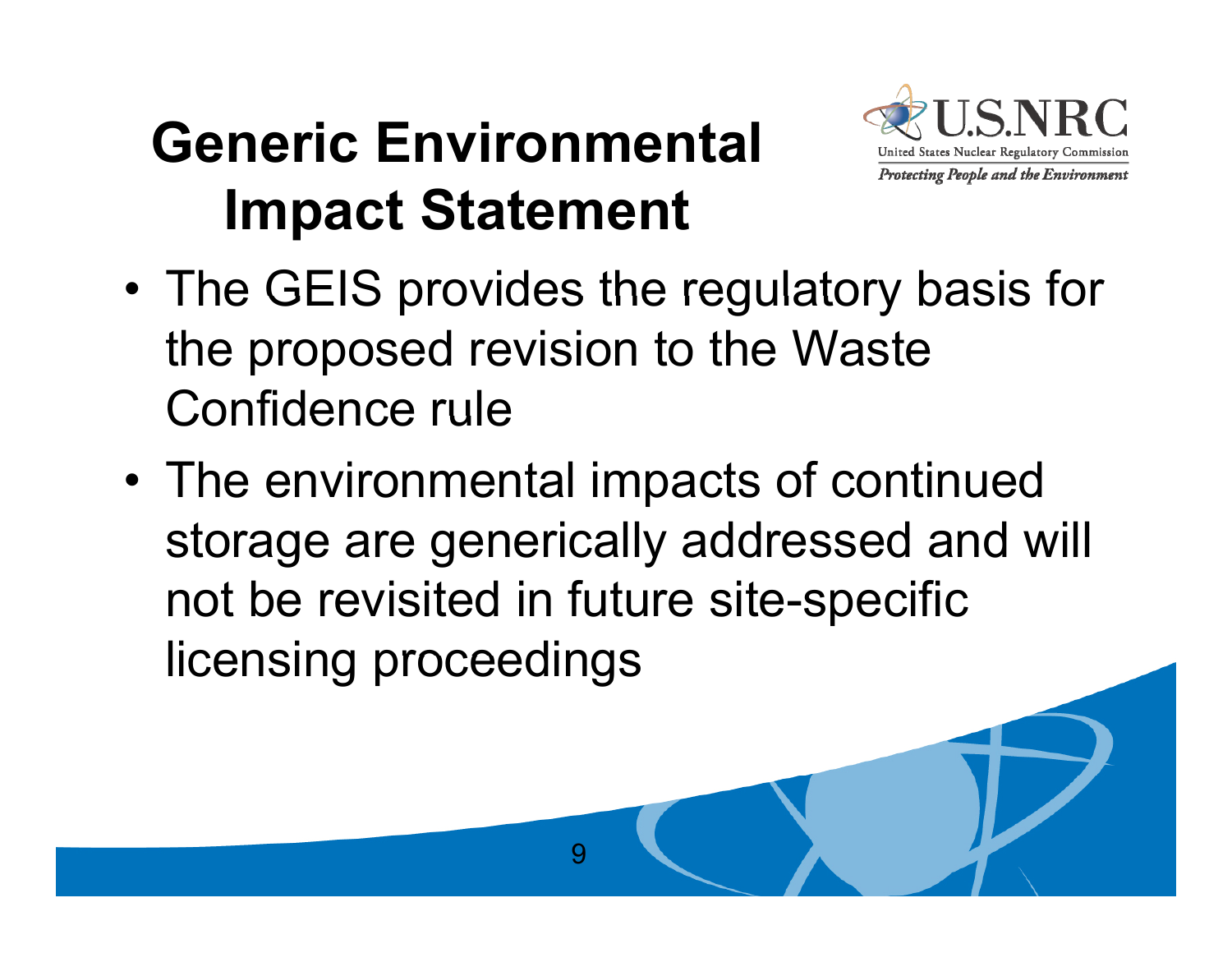# Generic Environmental Impact Statement

- The GEIS provides the regulatory basis for the proposed revision to the Waste Confidence rule
- The environmental impacts of continued storage are generically addressed and will not be revisited in future site-specific licensing proceedings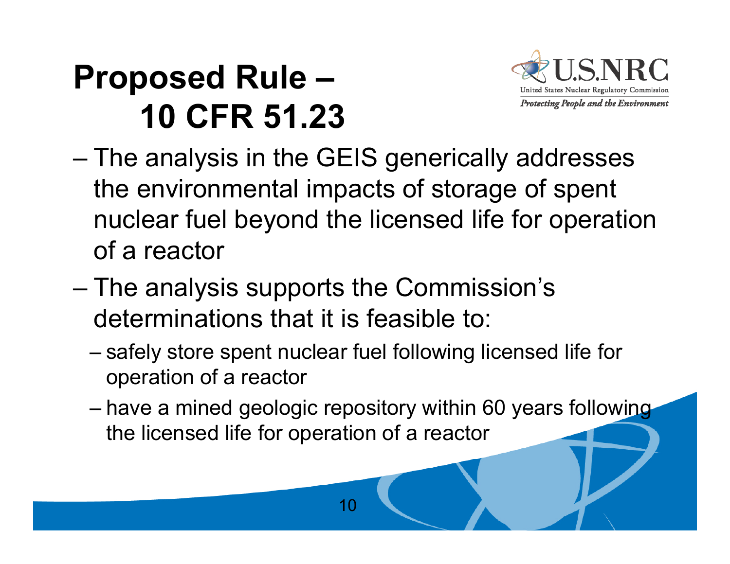# Proposed Rule – 10 CFR 51.23

- The analysis in the GEIS generically addresses the environmental impacts of storage of spent nuclear fuel beyond the licensed life for operation of a reactor
- The analysis supports the Commission's determinations that it is feasible to:
  - safely store spent nuclear fuel following licensed life for operation of a reactor
  - have a mined geologic repository within 60 years following the licensed life for operation of a reactor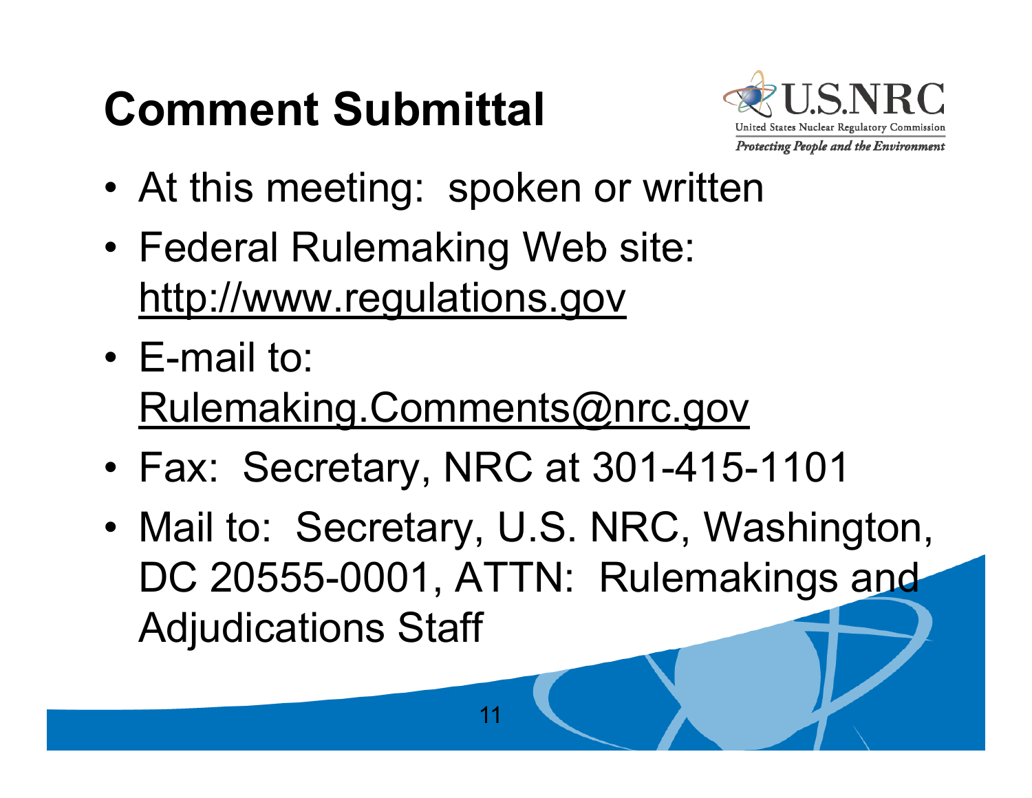# Comment Submittal

- At this meeting: spoken or written
- Federal Rulemaking Web site: http://www.regulations.gov
- E-mail to: Rulemaking.Comments@nrc.gov
- Fax: Secretary, NRC at 301-415-1101
- Mail to: Secretary, U.S. NRC, Washington, DC 20555-0001, ATTN: Rulemakings and Adjudications Staff